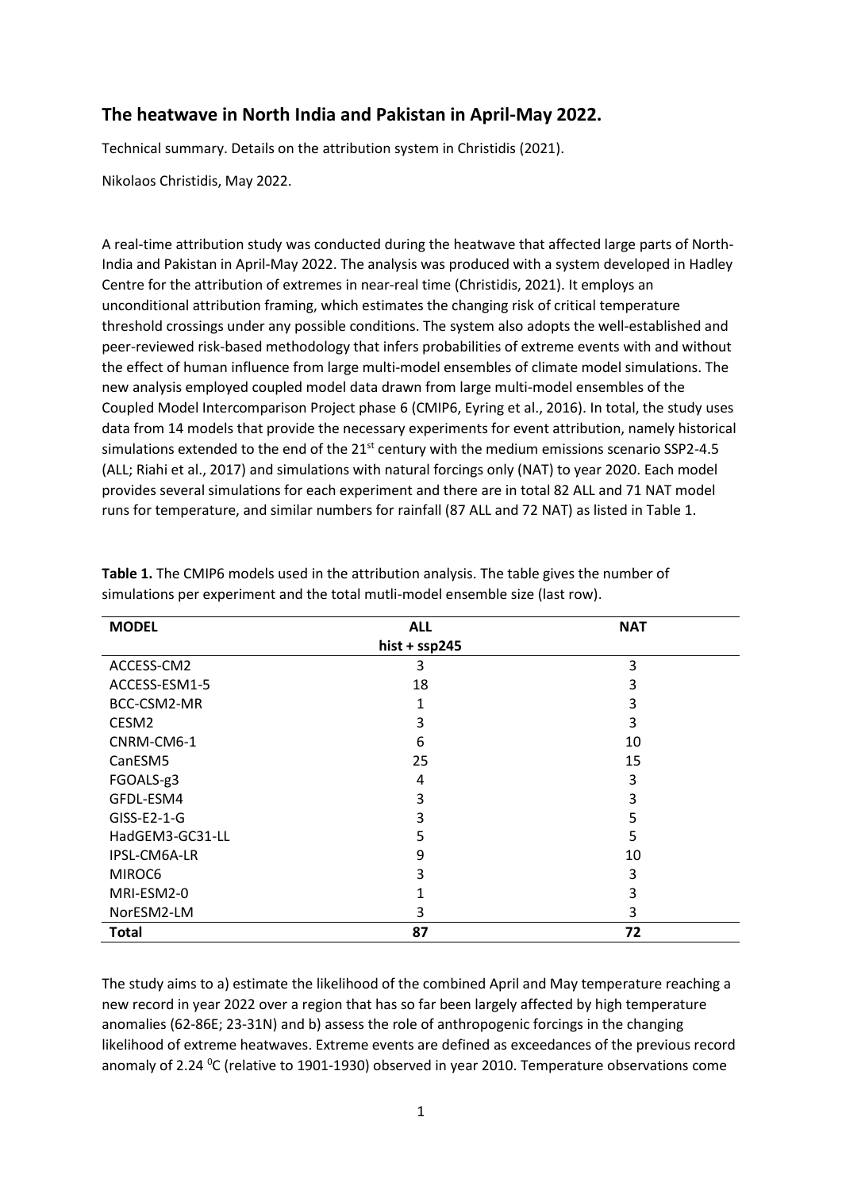## The heatwave in North India and Pakistan in April-May 2022.

Technical summary. Details on the attribution system in Christidis (2021).

Nikolaos Christidis, May 2022.

A real-time attribution study was conducted during the heatwave that affected large parts of North-India and Pakistan in April-May 2022. The analysis was produced with a system developed in Hadley Centre for the attribution of extremes in near-real time (Christidis, 2021). It employs an unconditional attribution framing, which estimates the changing risk of critical temperature threshold crossings under any possible conditions. The system also adopts the well-established and peer-reviewed risk-based methodology that infers probabilities of extreme events with and without the effect of human influence from large multi-model ensembles of climate model simulations. The new analysis employed coupled model data drawn from large multi-model ensembles of the Coupled Model Intercomparison Project phase 6 (CMIP6, Eyring et al., 2016). In total, the study uses data from 14 models that provide the necessary experiments for event attribution, namely historical simulations extended to the end of the 21st century with the medium emissions scenario SSP2-4.5 (ALL; Riahi et al., 2017) and simulations with natural forcings only (NAT) to year 2020. Each model provides several simulations for each experiment and there are in total 82 ALL and 71 NAT model runs for temperature, and similar numbers for rainfall (87 ALL and 72 NAT) as listed in Table 1.

**Table 1.** The CMIP6 models used in the attribution analysis. The table gives the number of simulations per experiment and the total mutli-model ensemble size (last row).

| MODEL | ALL<br>hist + ssp245 | NAT |
|---|---|---|
| ACCESS-CM2 | 3 | 3 |
| ACCESS-ESM1-5 | 18 | 3 |
| BCC-CSM2-MR | 1 | 3 |
| CESM2 | 3 | 3 |
| CNRM-CM6-1 | 6 | 10 |
| CanESM5 | 25 | 15 |
| FGOALS-g3 | 4 | 3 |
| GFDL-ESM4 | 3 | 3 |
| GISS-E2-1-G | 3 | 5 |
| HadGEM3-GC31-LL | 5 | 5 |
| IPSL-CM6A-LR | 9 | 10 |
| MIROC6 | 3 | 3 |
| MRI-ESM2-0 | 1 | 3 |
| NorESM2-LM | 3 | 3 |
| **Total** | **87** | **72** |

The study aims to a) estimate the likelihood of the combined April and May temperature reaching a new record in year 2022 over a region that has so far been largely affected by high temperature anomalies (62-86E; 23-31N) and b) assess the role of anthropogenic forcings in the changing likelihood of extreme heatwaves. Extreme events are defined as exceedances of the previous record anomaly of 2.24 $^{0}$C (relative to 1901-1930) observed in year 2010. Temperature observations come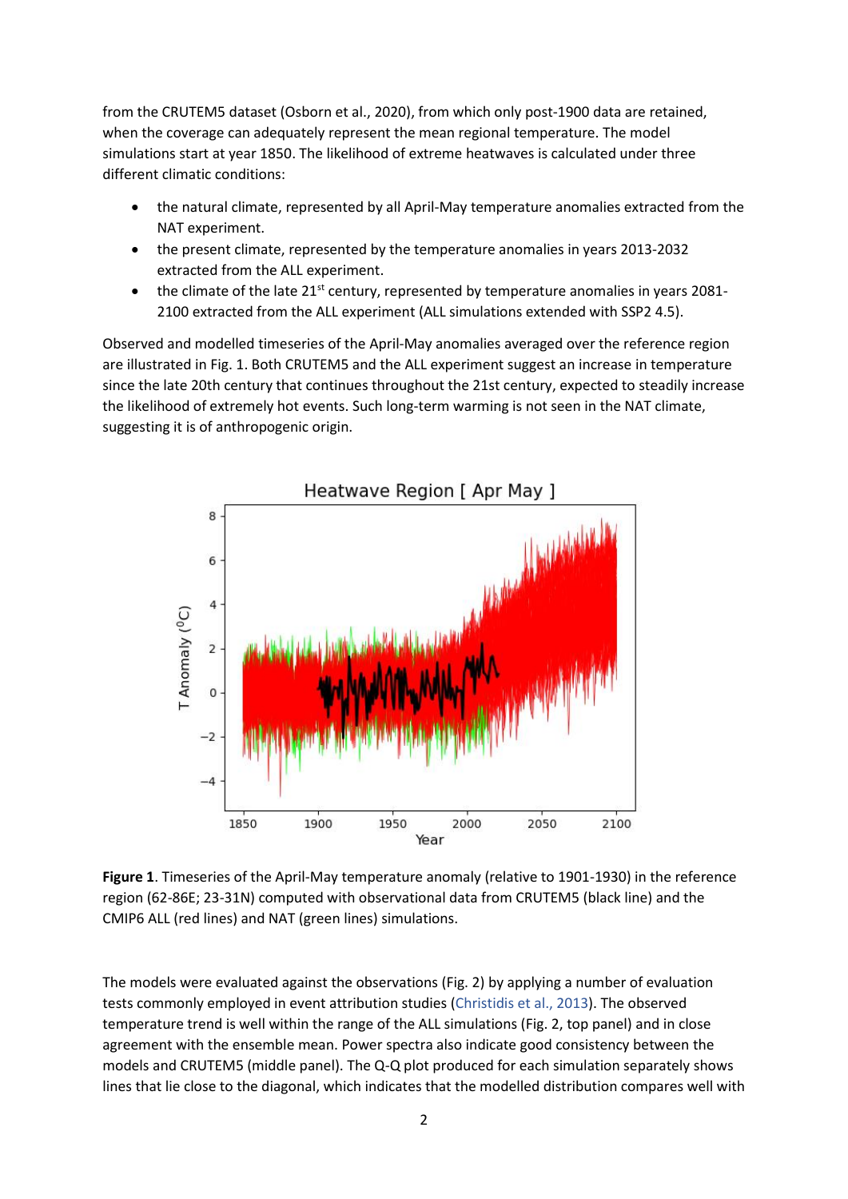from the CRUTEM5 dataset (Osborn et al., 2020), from which only post-1900 data are retained, when the coverage can adequately represent the mean regional temperature. The model simulations start at year 1850. The likelihood of extreme heatwaves is calculated under three different climatic conditions:

- the natural climate, represented by all April-May temperature anomalies extracted from the NAT experiment.
- the present climate, represented by the temperature anomalies in years 2013-2032 extracted from the ALL experiment.
- the climate of the late 21st century, represented by temperature anomalies in years 2081-2100 extracted from the ALL experiment (ALL simulations extended with SSP2 4.5).

Observed and modelled timeseries of the April-May anomalies averaged over the reference region are illustrated in Fig. 1. Both CRUTEM5 and the ALL experiment suggest an increase in temperature since the late 20th century that continues throughout the 21st century, expected to steadily increase the likelihood of extremely hot events. Such long-term warming is not seen in the NAT climate, suggesting it is of anthropogenic origin.

**Figure 1**. Timeseries of the April-May temperature anomaly (relative to 1901-1930) in the reference region (62-86E; 23-31N) computed with observational data from CRUTEM5 (black line) and the CMIP6 ALL (red lines) and NAT (green lines) simulations.

The models were evaluated against the observations (Fig. 2) by applying a number of evaluation tests commonly employed in event attribution studies (Christidis et al., 2013). The observed temperature trend is well within the range of the ALL simulations (Fig. 2, top panel) and in close agreement with the ensemble mean. Power spectra also indicate good consistency between the models and CRUTEM5 (middle panel). The Q-Q plot produced for each simulation separately shows lines that lie close to the diagonal, which indicates that the modelled distribution compares well with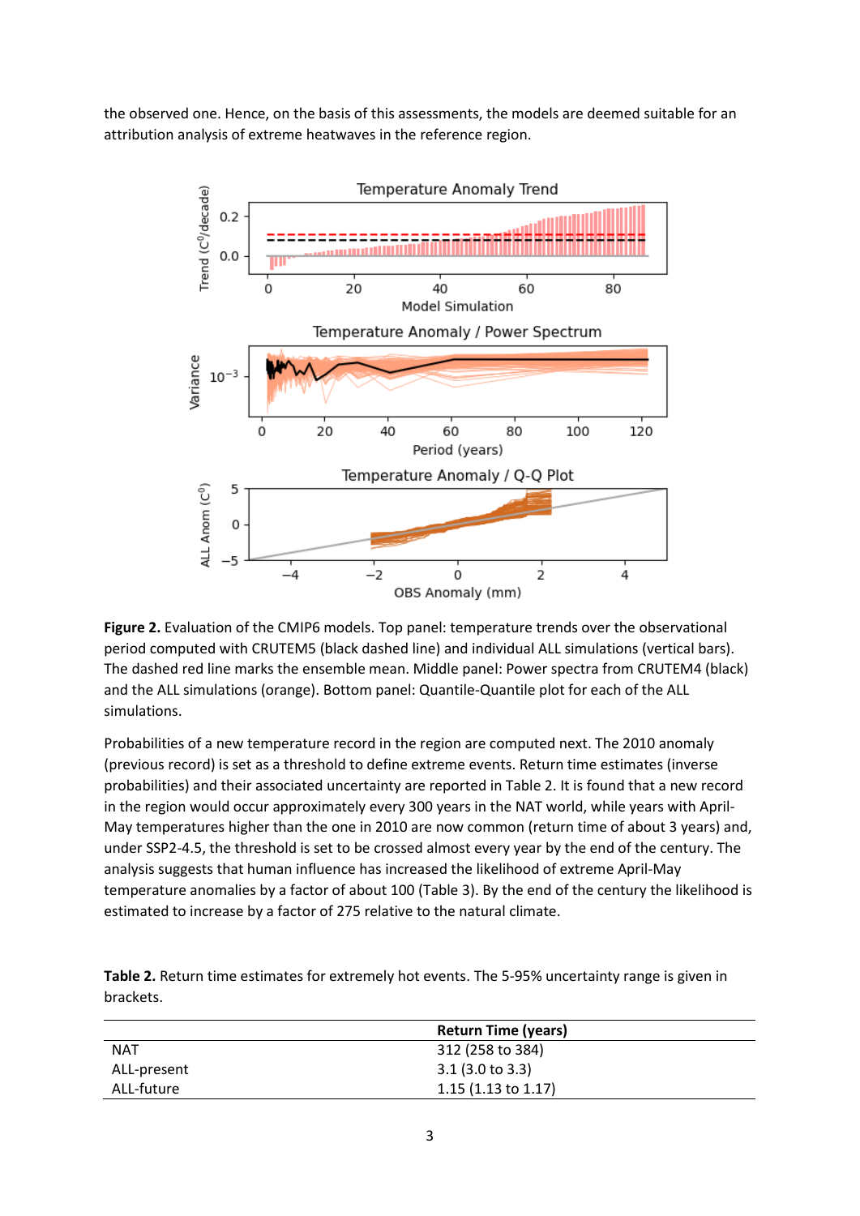the observed one. Hence, on the basis of this assessments, the models are deemed suitable for an attribution analysis of extreme heatwaves in the reference region.

**Figure 2.** Evaluation of the CMIP6 models. Top panel: temperature trends over the observational period computed with CRUTEM5 (black dashed line) and individual ALL simulations (vertical bars). The dashed red line marks the ensemble mean. Middle panel: Power spectra from CRUTEM4 (black) and the ALL simulations (orange). Bottom panel: Quantile-Quantile plot for each of the ALL simulations.

Probabilities of a new temperature record in the region are computed next. The 2010 anomaly (previous record) is set as a threshold to define extreme events. Return time estimates (inverse probabilities) and their associated uncertainty are reported in Table 2. It is found that a new record in the region would occur approximately every 300 years in the NAT world, while years with April-May temperatures higher than the one in 2010 are now common (return time of about 3 years) and, under SSP2-4.5, the threshold is set to be crossed almost every year by the end of the century. The analysis suggests that human influence has increased the likelihood of extreme April-May temperature anomalies by a factor of about 100 (Table 3). By the end of the century the likelihood is estimated to increase by a factor of 275 relative to the natural climate.

**Table 2.** Return time estimates for extremely hot events. The 5-95% uncertainty range is given in brackets.

| | **Return Time (years)** |
|---|---|
| NAT | 312 (258 to 384) |
| ALL-present | 3.1 (3.0 to 3.3) |
| ALL-future | 1.15 (1.13 to 1.17) |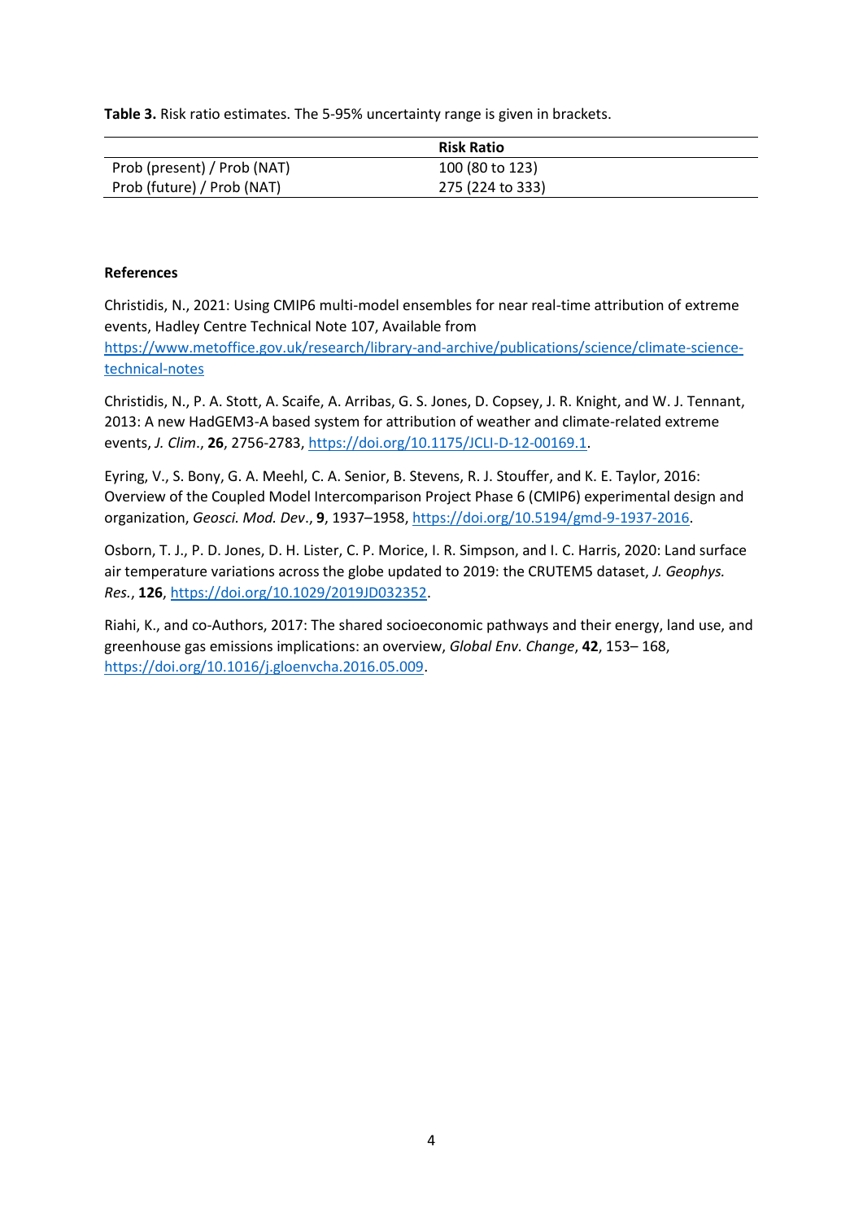**Table 3.** Risk ratio estimates. The 5-95% uncertainty range is given in brackets.

| | Risk Ratio |
|---|---|
| Prob (present) / Prob (NAT) | 100 (80 to 123) |
| Prob (future) / Prob (NAT) | 275 (224 to 333) |

**References**

Christidis, N., 2021: Using CMIP6 multi-model ensembles for near real-time attribution of extreme events, Hadley Centre Technical Note 107, Available from https://www.metoffice.gov.uk/research/library-and-archive/publications/science/climate-science-technical-notes

Christidis, N., P. A. Stott, A. Scaife, A. Arribas, G. S. Jones, D. Copsey, J. R. Knight, and W. J. Tennant, 2013: A new HadGEM3-A based system for attribution of weather and climate-related extreme events, *J. Clim*., **26**, 2756-2783, https://doi.org/10.1175/JCLI-D-12-00169.1.

Eyring, V., S. Bony, G. A. Meehl, C. A. Senior, B. Stevens, R. J. Stouffer, and K. E. Taylor, 2016: Overview of the Coupled Model Intercomparison Project Phase 6 (CMIP6) experimental design and organization, *Geosci. Mod. Dev*., **9**, 1937–1958, https://doi.org/10.5194/gmd-9-1937-2016.

Osborn, T. J., P. D. Jones, D. H. Lister, C. P. Morice, I. R. Simpson, and I. C. Harris, 2020: Land surface air temperature variations across the globe updated to 2019: the CRUTEM5 dataset, *J. Geophys. Res.*, **126**, https://doi.org/10.1029/2019JD032352.

Riahi, K., and co-Authors, 2017: The shared socioeconomic pathways and their energy, land use, and greenhouse gas emissions implications: an overview, *Global Env. Change*, **42**, 153– 168, https://doi.org/10.1016/j.gloenvcha.2016.05.009.